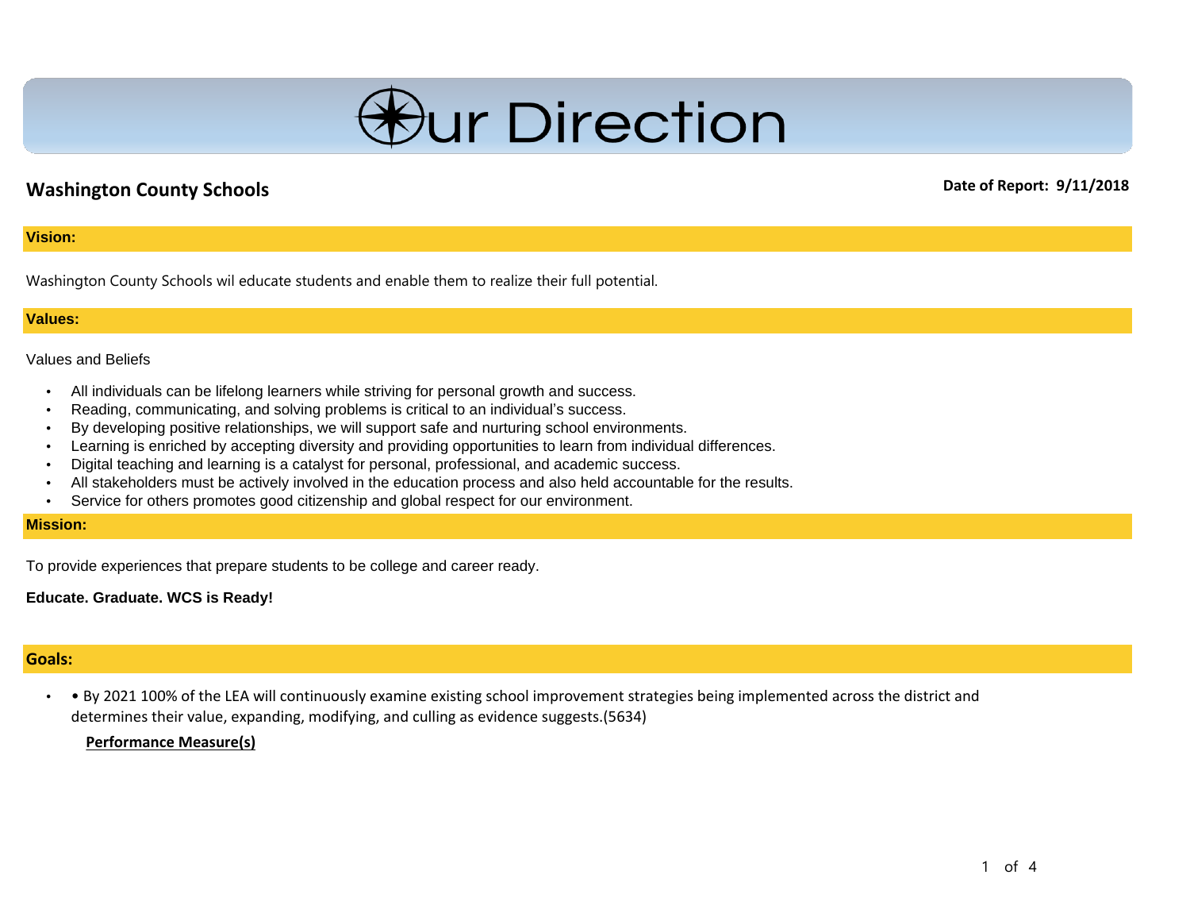# Our Direction

## Washington County Schools

**Date of Report: 9/11/2018**

### Vision:

Washington County Schools wil educate students and enable them to realize their full potential.

### Values:

Values and Beliefs

- All individuals can be lifelong learners while striving for personal growth and success.
- Reading, communicating, and solving problems is critical to an individual's success.
- By developing positive relationships, we will support safe and nurturing school environments.
- Learning is enriched by accepting diversity and providing opportunities to learn from individual differences.
- Digital teaching and learning is a catalyst for personal, professional, and academic success.
- All stakeholders must be actively involved in the education process and also held accountable for the results.
- Service for others promotes good citizenship and global respect for our environment.

### Mission:

To provide experiences that prepare students to be college and career ready.

**Educate. Graduate. WCS is Ready!**

### Goals:

- • By 2021 100% of the LEA will continuously examine existing school improvement strategies being implemented across the district and determines their value, expanding, modifying, and culling as evidence suggests.(5634)

  **Performance Measure(s)**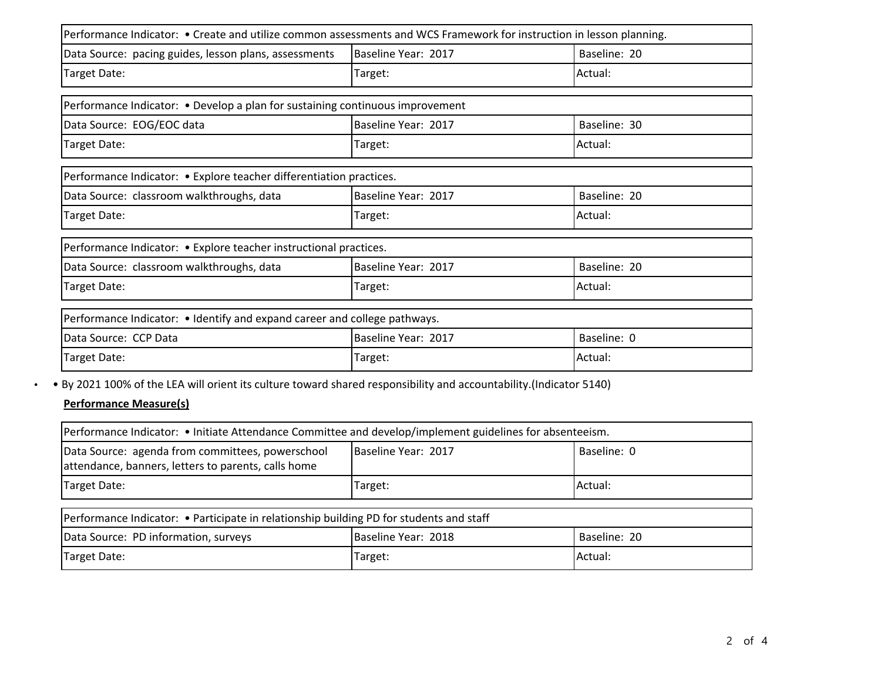| Performance Indicator: • Create and utilize common assessments and WCS Framework for instruction in lesson planning. | | |
|---|---|---|
| Data Source: pacing guides, lesson plans, assessments | Baseline Year: 2017 | Baseline: 20 |
| Target Date: | Target: | Actual: |

| Performance Indicator: • Develop a plan for sustaining continuous improvement | | |
|---|---|---|
| Data Source: EOG/EOC data | Baseline Year: 2017 | Baseline: 30 |
| Target Date: | Target: | Actual: |

| Performance Indicator: • Explore teacher differentiation practices. | | |
|---|---|---|
| Data Source: classroom walkthroughs, data | Baseline Year: 2017 | Baseline: 20 |
| Target Date: | Target: | Actual: |

| Performance Indicator: • Explore teacher instructional practices. | | |
|---|---|---|
| Data Source: classroom walkthroughs, data | Baseline Year: 2017 | Baseline: 20 |
| Target Date: | Target: | Actual: |

| Performance Indicator: • Identify and expand career and college pathways. | | |
|---|---|---|
| Data Source: CCP Data | Baseline Year: 2017 | Baseline: 0 |
| Target Date: | Target: | Actual: |

- • By 2021 100% of the LEA will orient its culture toward shared responsibility and accountability.(Indicator 5140)

**Performance Measure(s)**

| Performance Indicator: • Initiate Attendance Committee and develop/implement guidelines for absenteeism. | | |
|---|---|---|
| Data Source: agenda from committees, powerschool attendance, banners, letters to parents, calls home | Baseline Year: 2017 | Baseline: 0 |
| Target Date: | Target: | Actual: |

| Performance Indicator: • Participate in relationship building PD for students and staff | | |
|---|---|---|
| Data Source: PD information, surveys | Baseline Year: 2018 | Baseline: 20 |
| Target Date: | Target: | Actual: |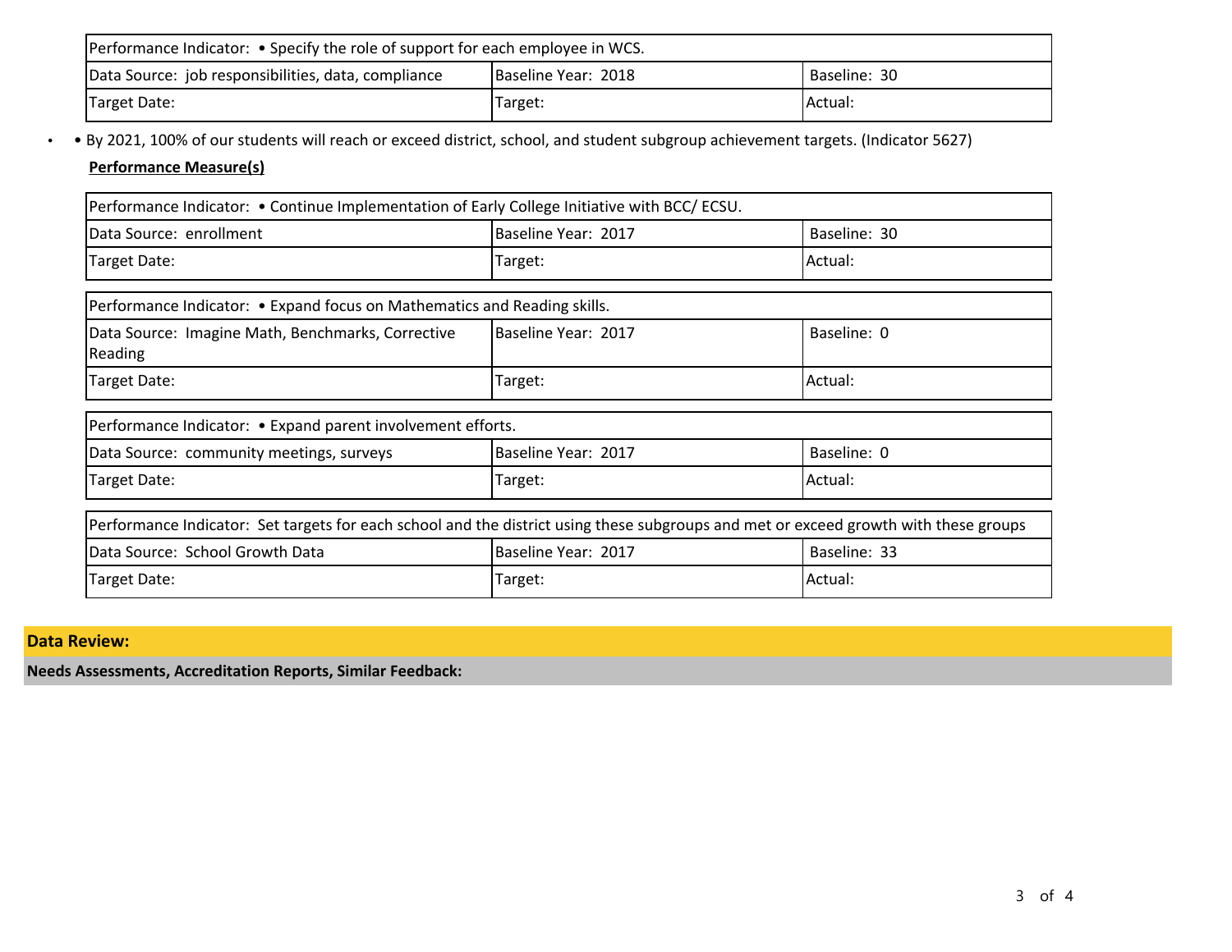| Performance Indicator: • Specify the role of support for each employee in WCS. | | |
|---|---|---|
| Data Source: job responsibilities, data, compliance | Baseline Year: 2018 | Baseline: 30 |
| Target Date: | Target: | Actual: |

- • By 2021, 100% of our students will reach or exceed district, school, and student subgroup achievement targets. (Indicator 5627)

**Performance Measure(s)**

| Performance Indicator: • Continue Implementation of Early College Initiative with BCC/ ECSU. | | |
|---|---|---|
| Data Source: enrollment | Baseline Year: 2017 | Baseline: 30 |
| Target Date: | Target: | Actual: |

| Performance Indicator: • Expand focus on Mathematics and Reading skills. | | |
|---|---|---|
| Data Source: Imagine Math, Benchmarks, Corrective Reading | Baseline Year: 2017 | Baseline: 0 |
| Target Date: | Target: | Actual: |

| Performance Indicator: • Expand parent involvement efforts. | | |
|---|---|---|
| Data Source: community meetings, surveys | Baseline Year: 2017 | Baseline: 0 |
| Target Date: | Target: | Actual: |

| Performance Indicator: Set targets for each school and the district using these subgroups and met or exceed growth with these groups | | |
|---|---|---|
| Data Source: School Growth Data | Baseline Year: 2017 | Baseline: 33 |
| Target Date: | Target: | Actual: |

**Data Review:**

**Needs Assessments, Accreditation Reports, Similar Feedback:**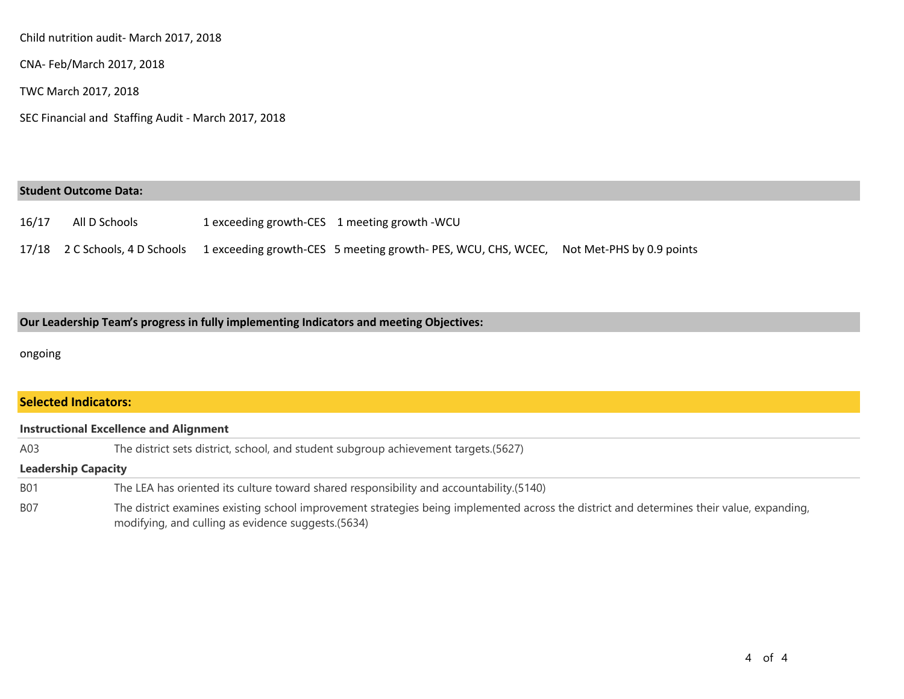Child nutrition audit- March 2017, 2018

CNA- Feb/March 2017, 2018

TWC March 2017, 2018

SEC Financial and Staffing Audit - March 2017, 2018

## Student Outcome Data:

| | | | | |
|---|---|---|---|---|
| 16/17 | All D Schools | 1 exceeding growth-CES | 1 meeting growth -WCU | |
| 17/18 | 2 C Schools, 4 D Schools | 1 exceeding growth-CES | 5 meeting growth- PES, WCU, CHS, WCEC, | Not Met-PHS by 0.9 points |

## Our Leadership Team's progress in fully implementing Indicators and meeting Objectives:

ongoing

## Selected Indicators:

**Instructional Excellence and Alignment**

| | |
|---|---|
| A03 | The district sets district, school, and student subgroup achievement targets.(5627) |

**Leadership Capacity**

| | |
|---|---|
| B01 | The LEA has oriented its culture toward shared responsibility and accountability.(5140) |
| B07 | The district examines existing school improvement strategies being implemented across the district and determines their value, expanding, modifying, and culling as evidence suggests.(5634) |